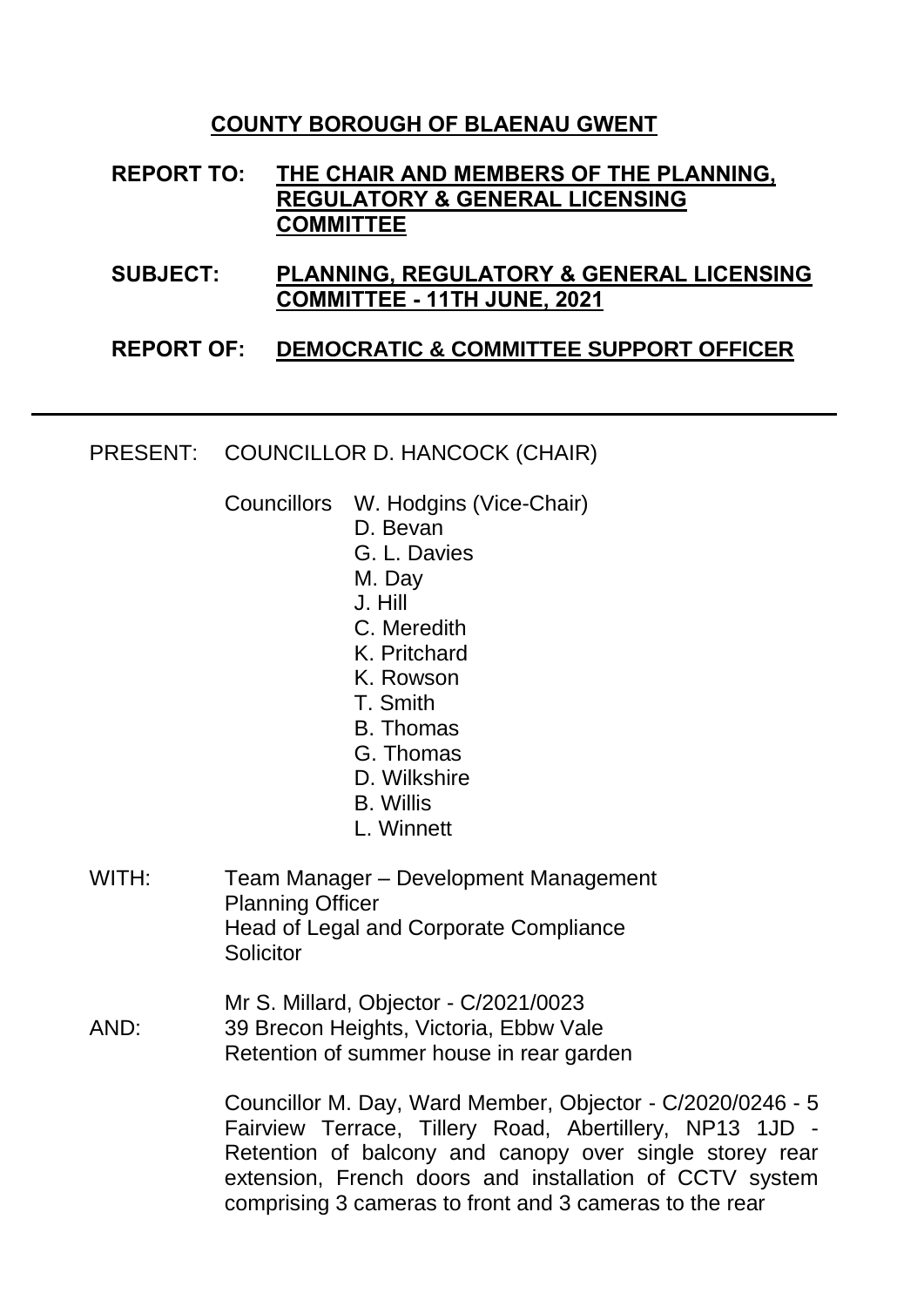**COUNTY BOROUGH OF BLAENAU GWENT**

**REPORT TO:** **THE CHAIR AND MEMBERS OF THE PLANNING, REGULATORY & GENERAL LICENSING COMMITTEE**

**SUBJECT:** **PLANNING, REGULATORY & GENERAL LICENSING COMMITTEE - 11TH JUNE, 2021**

**REPORT OF:** **DEMOCRATIC & COMMITTEE SUPPORT OFFICER**

---

PRESENT: COUNCILLOR D. HANCOCK (CHAIR)

Councillors W. Hodgins (Vice-Chair)
D. Bevan
G. L. Davies
M. Day
J. Hill
C. Meredith
K. Pritchard
K. Rowson
T. Smith
B. Thomas
G. Thomas
D. Wilkshire
B. Willis
L. Winnett

WITH: Team Manager – Development Management
Planning Officer
Head of Legal and Corporate Compliance
Solicitor

AND: Mr S. Millard, Objector - C/2021/0023
39 Brecon Heights, Victoria, Ebbw Vale
Retention of summer house in rear garden

Councillor M. Day, Ward Member, Objector - C/2020/0246 - 5 Fairview Terrace, Tillery Road, Abertillery, NP13 1JD - Retention of balcony and canopy over single storey rear extension, French doors and installation of CCTV system comprising 3 cameras to front and 3 cameras to the rear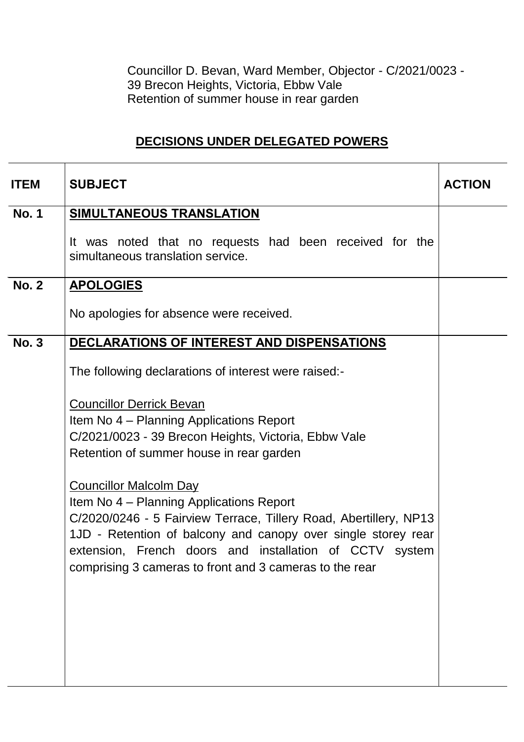Councillor D. Bevan, Ward Member, Objector - C/2021/0023 - 39 Brecon Heights, Victoria, Ebbw Vale
Retention of summer house in rear garden

## DECISIONS UNDER DELEGATED POWERS

| ITEM | SUBJECT | ACTION |
|---|---|---|
| No. 1 | **SIMULTANEOUS TRANSLATION**<br><br>It was noted that no requests had been received for the simultaneous translation service. | |
| No. 2 | **APOLOGIES**<br><br>No apologies for absence were received. | |
| No. 3 | **DECLARATIONS OF INTEREST AND DISPENSATIONS**<br><br>The following declarations of interest were raised:-<br><br>Councillor Derrick Bevan<br>Item No 4 – Planning Applications Report<br>C/2021/0023 - 39 Brecon Heights, Victoria, Ebbw Vale<br>Retention of summer house in rear garden<br><br>Councillor Malcolm Day<br>Item No 4 – Planning Applications Report<br>C/2020/0246 - 5 Fairview Terrace, Tillery Road, Abertillery, NP13 1JD - Retention of balcony and canopy over single storey rear extension, French doors and installation of CCTV system comprising 3 cameras to front and 3 cameras to the rear | |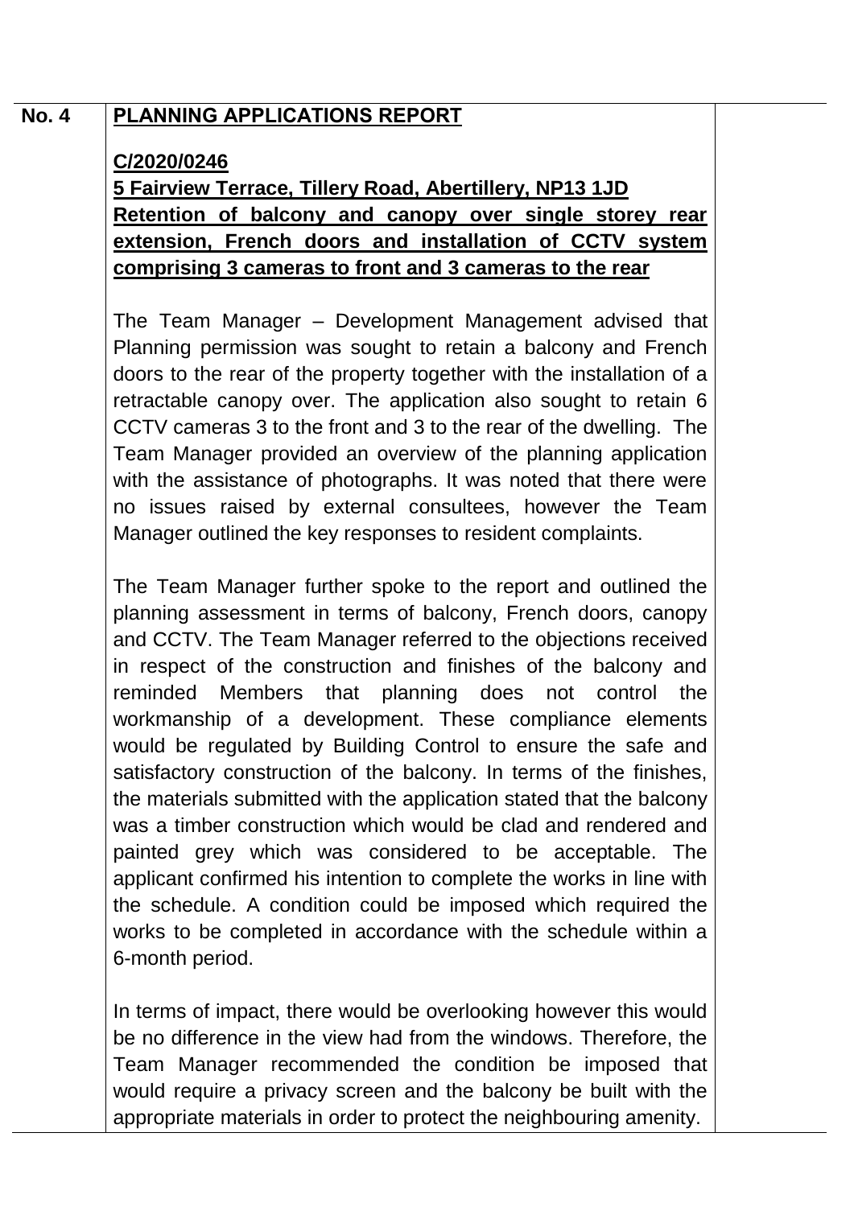**No. 4** **PLANNING APPLICATIONS REPORT**

**C/2020/0246**

**5 Fairview Terrace, Tillery Road, Abertillery, NP13 1JD**

**Retention of balcony and canopy over single storey rear extension, French doors and installation of CCTV system comprising 3 cameras to front and 3 cameras to the rear**

The Team Manager – Development Management advised that Planning permission was sought to retain a balcony and French doors to the rear of the property together with the installation of a retractable canopy over. The application also sought to retain 6 CCTV cameras 3 to the front and 3 to the rear of the dwelling. The Team Manager provided an overview of the planning application with the assistance of photographs. It was noted that there were no issues raised by external consultees, however the Team Manager outlined the key responses to resident complaints.

The Team Manager further spoke to the report and outlined the planning assessment in terms of balcony, French doors, canopy and CCTV. The Team Manager referred to the objections received in respect of the construction and finishes of the balcony and reminded Members that planning does not control the workmanship of a development. These compliance elements would be regulated by Building Control to ensure the safe and satisfactory construction of the balcony. In terms of the finishes, the materials submitted with the application stated that the balcony was a timber construction which would be clad and rendered and painted grey which was considered to be acceptable. The applicant confirmed his intention to complete the works in line with the schedule. A condition could be imposed which required the works to be completed in accordance with the schedule within a 6-month period.

In terms of impact, there would be overlooking however this would be no difference in the view had from the windows. Therefore, the Team Manager recommended the condition be imposed that would require a privacy screen and the balcony be built with the appropriate materials in order to protect the neighbouring amenity.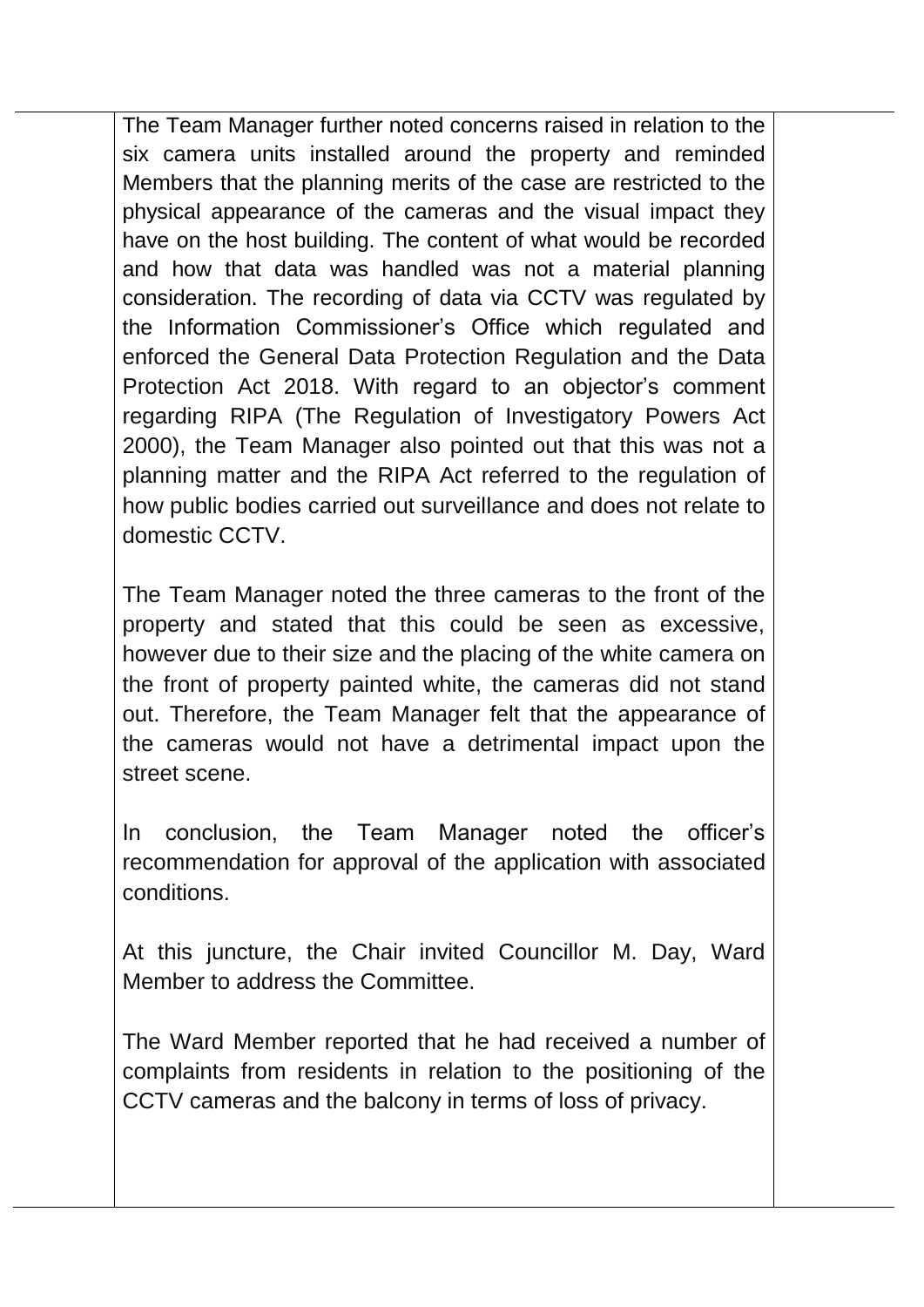The Team Manager further noted concerns raised in relation to the six camera units installed around the property and reminded Members that the planning merits of the case are restricted to the physical appearance of the cameras and the visual impact they have on the host building. The content of what would be recorded and how that data was handled was not a material planning consideration. The recording of data via CCTV was regulated by the Information Commissioner's Office which regulated and enforced the General Data Protection Regulation and the Data Protection Act 2018. With regard to an objector's comment regarding RIPA (The Regulation of Investigatory Powers Act 2000), the Team Manager also pointed out that this was not a planning matter and the RIPA Act referred to the regulation of how public bodies carried out surveillance and does not relate to domestic CCTV.

The Team Manager noted the three cameras to the front of the property and stated that this could be seen as excessive, however due to their size and the placing of the white camera on the front of property painted white, the cameras did not stand out. Therefore, the Team Manager felt that the appearance of the cameras would not have a detrimental impact upon the street scene.

In conclusion, the Team Manager noted the officer's recommendation for approval of the application with associated conditions.

At this juncture, the Chair invited Councillor M. Day, Ward Member to address the Committee.

The Ward Member reported that he had received a number of complaints from residents in relation to the positioning of the CCTV cameras and the balcony in terms of loss of privacy.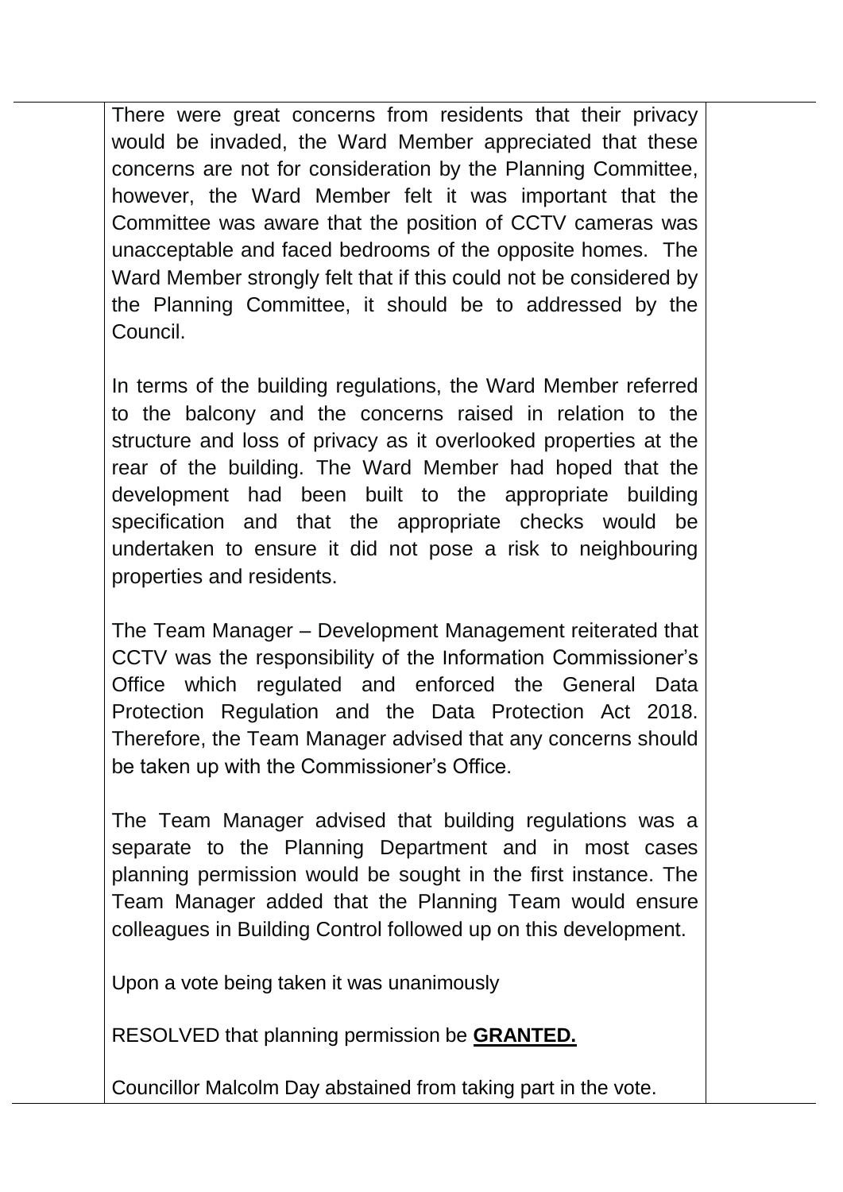There were great concerns from residents that their privacy would be invaded, the Ward Member appreciated that these concerns are not for consideration by the Planning Committee, however, the Ward Member felt it was important that the Committee was aware that the position of CCTV cameras was unacceptable and faced bedrooms of the opposite homes. The Ward Member strongly felt that if this could not be considered by the Planning Committee, it should be to addressed by the Council.

In terms of the building regulations, the Ward Member referred to the balcony and the concerns raised in relation to the structure and loss of privacy as it overlooked properties at the rear of the building. The Ward Member had hoped that the development had been built to the appropriate building specification and that the appropriate checks would be undertaken to ensure it did not pose a risk to neighbouring properties and residents.

The Team Manager – Development Management reiterated that CCTV was the responsibility of the Information Commissioner's Office which regulated and enforced the General Data Protection Regulation and the Data Protection Act 2018. Therefore, the Team Manager advised that any concerns should be taken up with the Commissioner's Office.

The Team Manager advised that building regulations was a separate to the Planning Department and in most cases planning permission would be sought in the first instance. The Team Manager added that the Planning Team would ensure colleagues in Building Control followed up on this development.

Upon a vote being taken it was unanimously

RESOLVED that planning permission be **GRANTED.**

Councillor Malcolm Day abstained from taking part in the vote.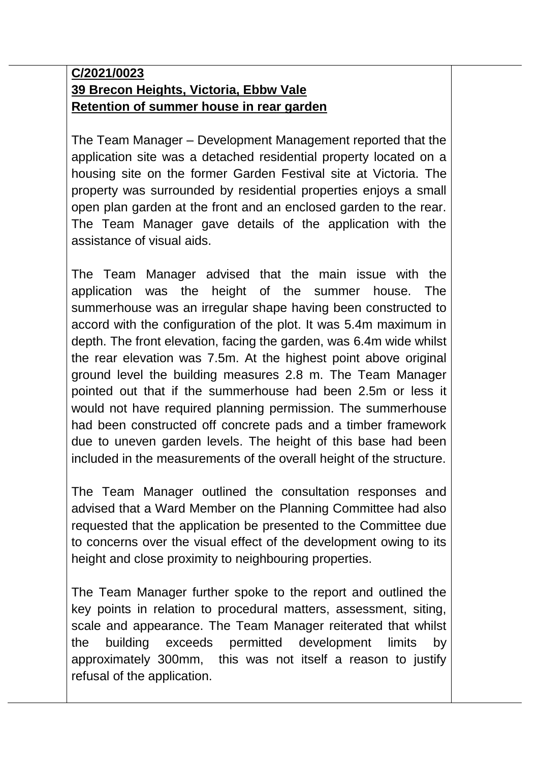**C/2021/0023**
**39 Brecon Heights, Victoria, Ebbw Vale**
**Retention of summer house in rear garden**

The Team Manager – Development Management reported that the application site was a detached residential property located on a housing site on the former Garden Festival site at Victoria. The property was surrounded by residential properties enjoys a small open plan garden at the front and an enclosed garden to the rear. The Team Manager gave details of the application with the assistance of visual aids.

The Team Manager advised that the main issue with the application was the height of the summer house. The summerhouse was an irregular shape having been constructed to accord with the configuration of the plot. It was 5.4m maximum in depth. The front elevation, facing the garden, was 6.4m wide whilst the rear elevation was 7.5m. At the highest point above original ground level the building measures 2.8 m. The Team Manager pointed out that if the summerhouse had been 2.5m or less it would not have required planning permission. The summerhouse had been constructed off concrete pads and a timber framework due to uneven garden levels. The height of this base had been included in the measurements of the overall height of the structure.

The Team Manager outlined the consultation responses and advised that a Ward Member on the Planning Committee had also requested that the application be presented to the Committee due to concerns over the visual effect of the development owing to its height and close proximity to neighbouring properties.

The Team Manager further spoke to the report and outlined the key points in relation to procedural matters, assessment, siting, scale and appearance. The Team Manager reiterated that whilst the building exceeds permitted development limits by approximately 300mm, this was not itself a reason to justify refusal of the application.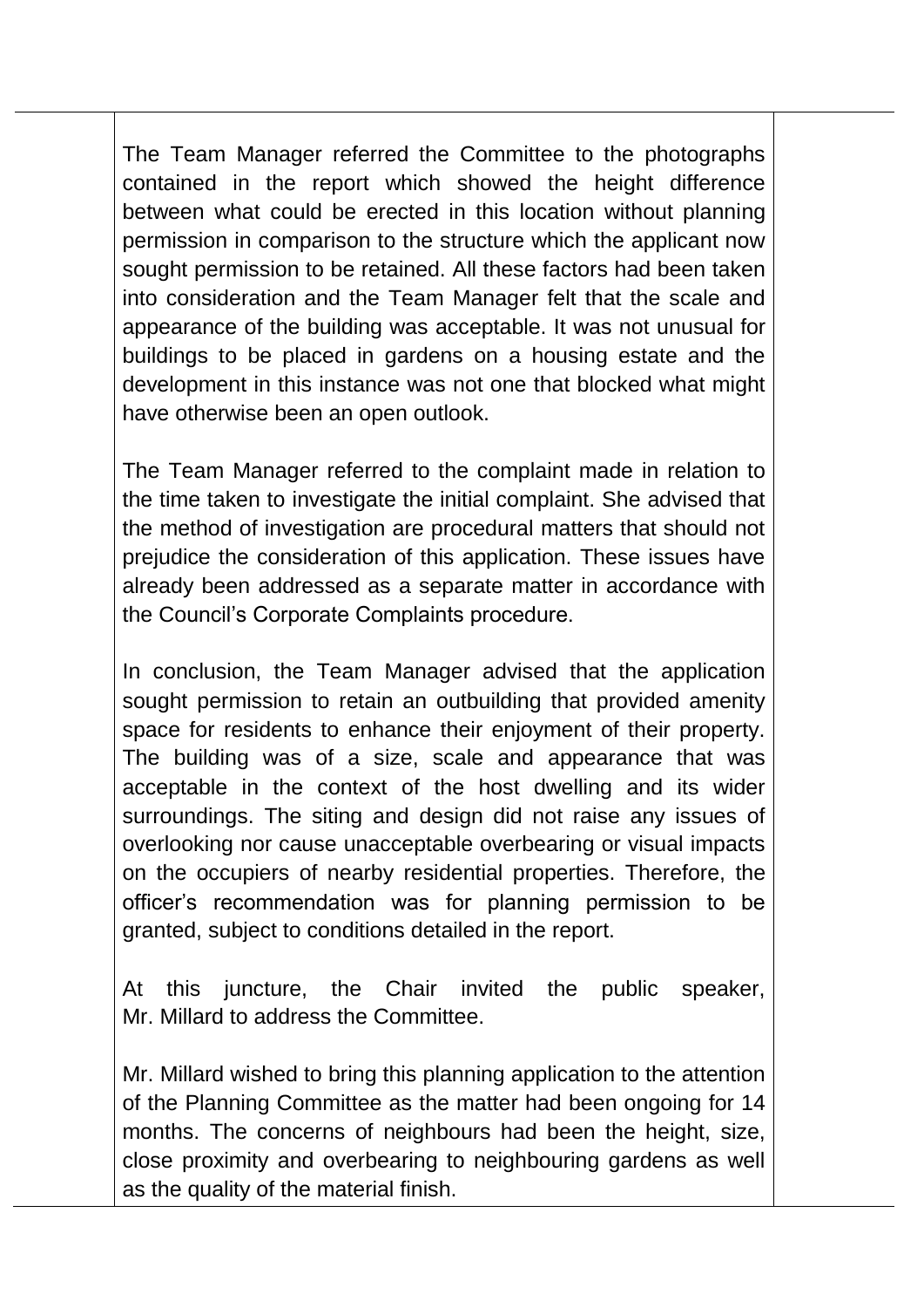The Team Manager referred the Committee to the photographs contained in the report which showed the height difference between what could be erected in this location without planning permission in comparison to the structure which the applicant now sought permission to be retained. All these factors had been taken into consideration and the Team Manager felt that the scale and appearance of the building was acceptable. It was not unusual for buildings to be placed in gardens on a housing estate and the development in this instance was not one that blocked what might have otherwise been an open outlook.

The Team Manager referred to the complaint made in relation to the time taken to investigate the initial complaint. She advised that the method of investigation are procedural matters that should not prejudice the consideration of this application. These issues have already been addressed as a separate matter in accordance with the Council's Corporate Complaints procedure.

In conclusion, the Team Manager advised that the application sought permission to retain an outbuilding that provided amenity space for residents to enhance their enjoyment of their property. The building was of a size, scale and appearance that was acceptable in the context of the host dwelling and its wider surroundings. The siting and design did not raise any issues of overlooking nor cause unacceptable overbearing or visual impacts on the occupiers of nearby residential properties. Therefore, the officer's recommendation was for planning permission to be granted, subject to conditions detailed in the report.

At this juncture, the Chair invited the public speaker, Mr. Millard to address the Committee.

Mr. Millard wished to bring this planning application to the attention of the Planning Committee as the matter had been ongoing for 14 months. The concerns of neighbours had been the height, size, close proximity and overbearing to neighbouring gardens as well as the quality of the material finish.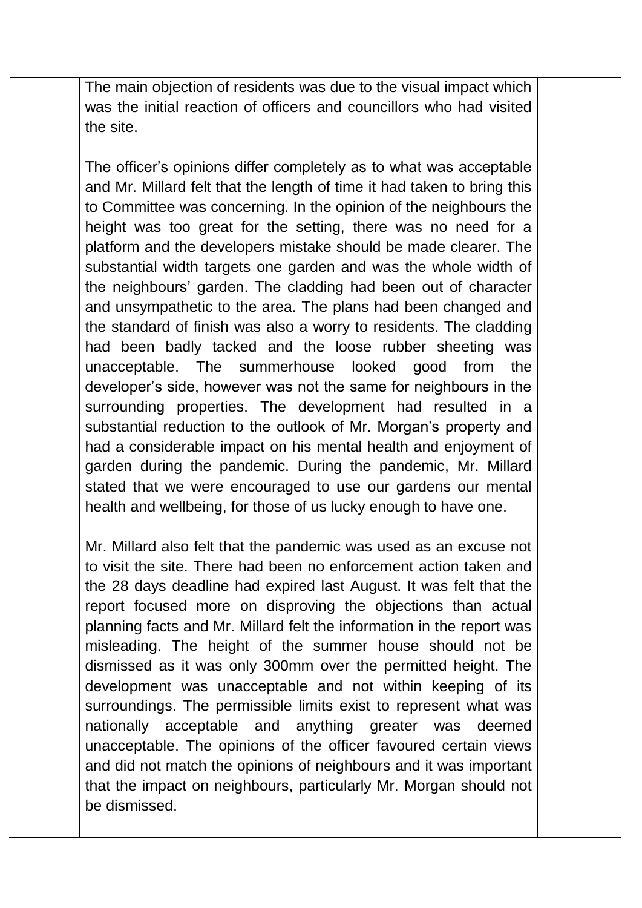The main objection of residents was due to the visual impact which was the initial reaction of officers and councillors who had visited the site.

The officer's opinions differ completely as to what was acceptable and Mr. Millard felt that the length of time it had taken to bring this to Committee was concerning. In the opinion of the neighbours the height was too great for the setting, there was no need for a platform and the developers mistake should be made clearer. The substantial width targets one garden and was the whole width of the neighbours' garden. The cladding had been out of character and unsympathetic to the area. The plans had been changed and the standard of finish was also a worry to residents. The cladding had been badly tacked and the loose rubber sheeting was unacceptable. The summerhouse looked good from the developer's side, however was not the same for neighbours in the surrounding properties. The development had resulted in a substantial reduction to the outlook of Mr. Morgan's property and had a considerable impact on his mental health and enjoyment of garden during the pandemic. During the pandemic, Mr. Millard stated that we were encouraged to use our gardens our mental health and wellbeing, for those of us lucky enough to have one.

Mr. Millard also felt that the pandemic was used as an excuse not to visit the site. There had been no enforcement action taken and the 28 days deadline had expired last August. It was felt that the report focused more on disproving the objections than actual planning facts and Mr. Millard felt the information in the report was misleading. The height of the summer house should not be dismissed as it was only 300mm over the permitted height. The development was unacceptable and not within keeping of its surroundings. The permissible limits exist to represent what was nationally acceptable and anything greater was deemed unacceptable. The opinions of the officer favoured certain views and did not match the opinions of neighbours and it was important that the impact on neighbours, particularly Mr. Morgan should not be dismissed.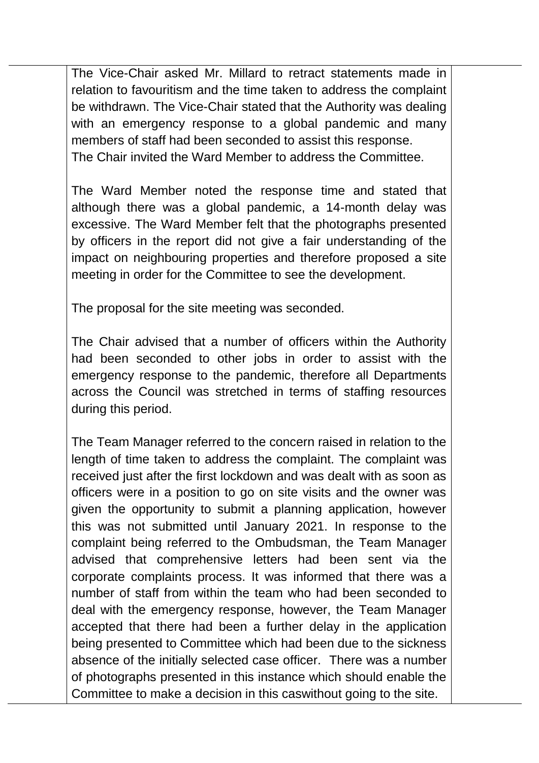The Vice-Chair asked Mr. Millard to retract statements made in relation to favouritism and the time taken to address the complaint be withdrawn. The Vice-Chair stated that the Authority was dealing with an emergency response to a global pandemic and many members of staff had been seconded to assist this response.
The Chair invited the Ward Member to address the Committee.

The Ward Member noted the response time and stated that although there was a global pandemic, a 14-month delay was excessive. The Ward Member felt that the photographs presented by officers in the report did not give a fair understanding of the impact on neighbouring properties and therefore proposed a site meeting in order for the Committee to see the development.

The proposal for the site meeting was seconded.

The Chair advised that a number of officers within the Authority had been seconded to other jobs in order to assist with the emergency response to the pandemic, therefore all Departments across the Council was stretched in terms of staffing resources during this period.

The Team Manager referred to the concern raised in relation to the length of time taken to address the complaint. The complaint was received just after the first lockdown and was dealt with as soon as officers were in a position to go on site visits and the owner was given the opportunity to submit a planning application, however this was not submitted until January 2021. In response to the complaint being referred to the Ombudsman, the Team Manager advised that comprehensive letters had been sent via the corporate complaints process. It was informed that there was a number of staff from within the team who had been seconded to deal with the emergency response, however, the Team Manager accepted that there had been a further delay in the application being presented to Committee which had been due to the sickness absence of the initially selected case officer. There was a number of photographs presented in this instance which should enable the Committee to make a decision in this caswithout going to the site.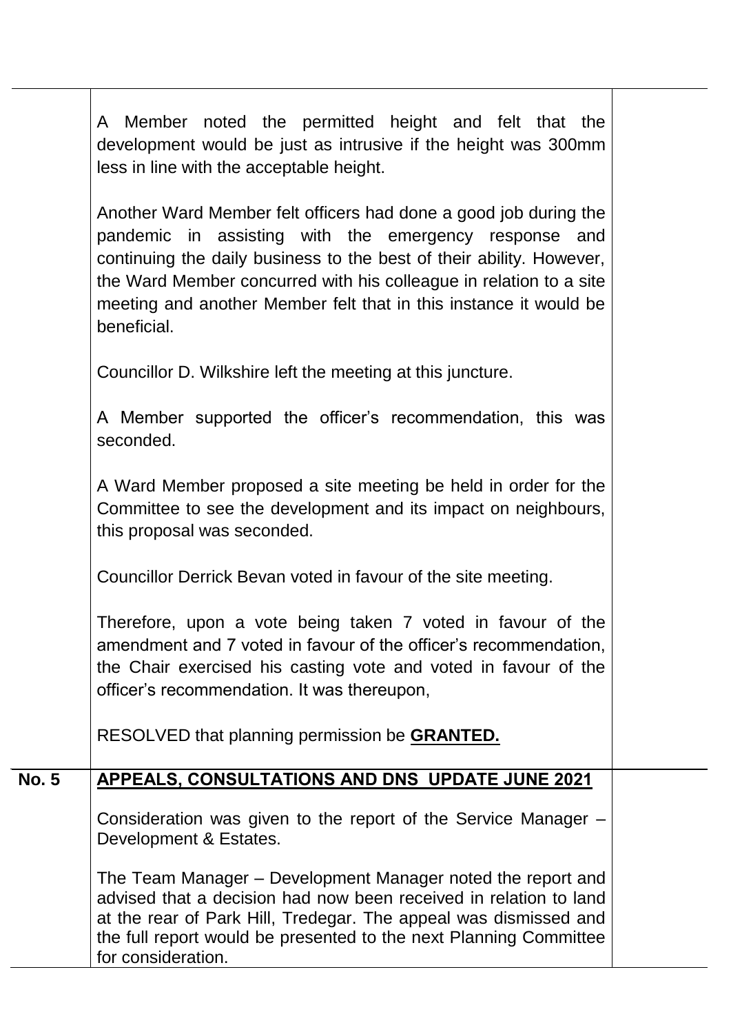A Member noted the permitted height and felt that the development would be just as intrusive if the height was 300mm less in line with the acceptable height.

Another Ward Member felt officers had done a good job during the pandemic in assisting with the emergency response and continuing the daily business to the best of their ability. However, the Ward Member concurred with his colleague in relation to a site meeting and another Member felt that in this instance it would be beneficial.

Councillor D. Wilkshire left the meeting at this juncture.

A Member supported the officer's recommendation, this was seconded.

A Ward Member proposed a site meeting be held in order for the Committee to see the development and its impact on neighbours, this proposal was seconded.

Councillor Derrick Bevan voted in favour of the site meeting.

Therefore, upon a vote being taken 7 voted in favour of the amendment and 7 voted in favour of the officer's recommendation, the Chair exercised his casting vote and voted in favour of the officer's recommendation. It was thereupon,

RESOLVED that planning permission be **GRANTED.**

**No. 5** **APPEALS, CONSULTATIONS AND DNS UPDATE JUNE 2021**

Consideration was given to the report of the Service Manager – Development & Estates.

The Team Manager – Development Manager noted the report and advised that a decision had now been received in relation to land at the rear of Park Hill, Tredegar. The appeal was dismissed and the full report would be presented to the next Planning Committee for consideration.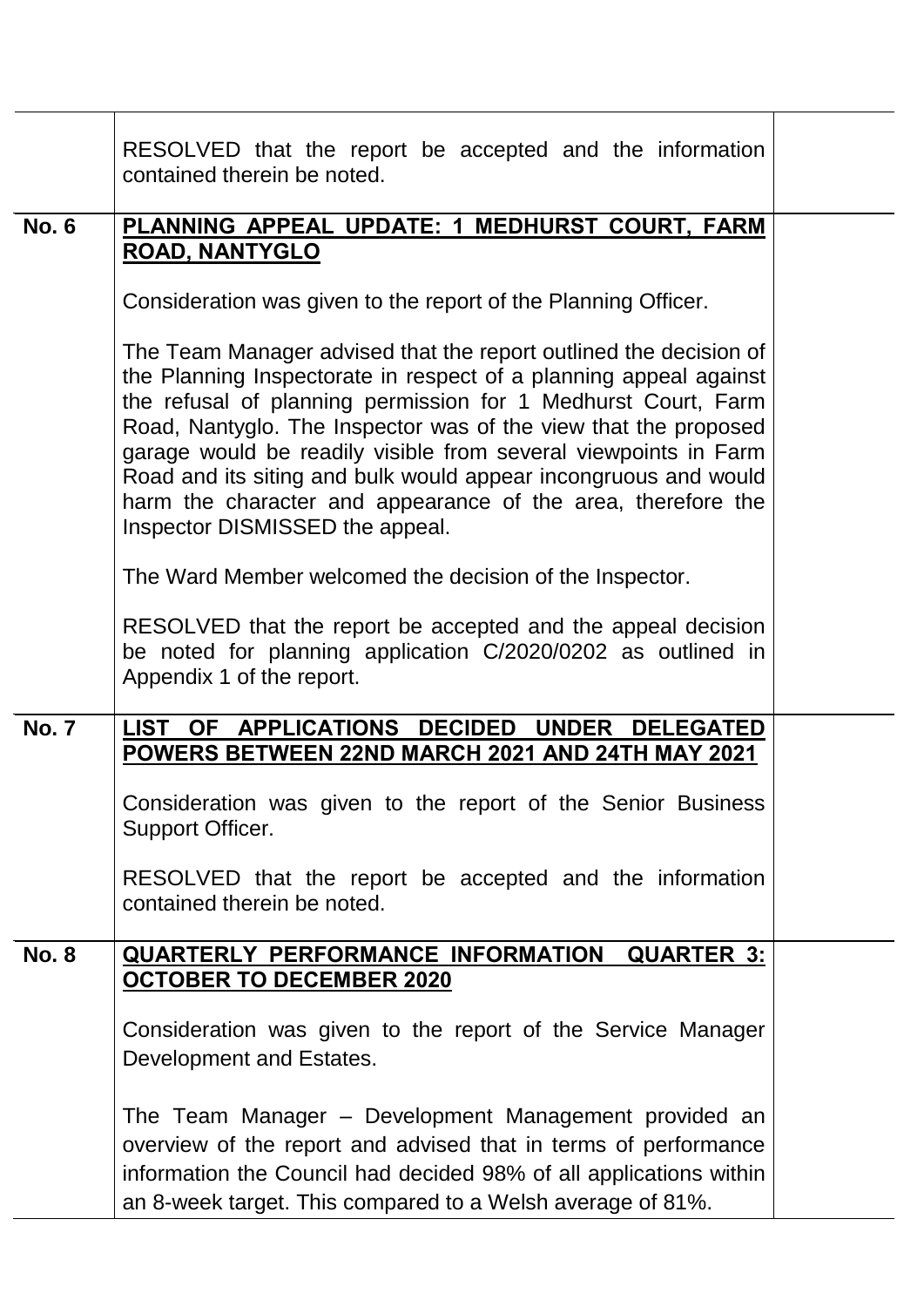| | | |
|---|---|---|
| | RESOLVED that the report be accepted and the information contained therein be noted. | |
| **No. 6** | **PLANNING APPEAL UPDATE: 1 MEDHURST COURT, FARM ROAD, NANTYGLO**<br><br>Consideration was given to the report of the Planning Officer.<br><br>The Team Manager advised that the report outlined the decision of the Planning Inspectorate in respect of a planning appeal against the refusal of planning permission for 1 Medhurst Court, Farm Road, Nantyglo. The Inspector was of the view that the proposed garage would be readily visible from several viewpoints in Farm Road and its siting and bulk would appear incongruous and would harm the character and appearance of the area, therefore the Inspector DISMISSED the appeal.<br><br>The Ward Member welcomed the decision of the Inspector.<br><br>RESOLVED that the report be accepted and the appeal decision be noted for planning application C/2020/0202 as outlined in Appendix 1 of the report. | |
| **No. 7** | **LIST OF APPLICATIONS DECIDED UNDER DELEGATED POWERS BETWEEN 22ND MARCH 2021 AND 24TH MAY 2021**<br><br>Consideration was given to the report of the Senior Business Support Officer.<br><br>RESOLVED that the report be accepted and the information contained therein be noted. | |
| **No. 8** | **QUARTERLY PERFORMANCE INFORMATION QUARTER 3: OCTOBER TO DECEMBER 2020**<br><br>Consideration was given to the report of the Service Manager Development and Estates.<br><br>The Team Manager – Development Management provided an overview of the report and advised that in terms of performance information the Council had decided 98% of all applications within an 8-week target. This compared to a Welsh average of 81%. | |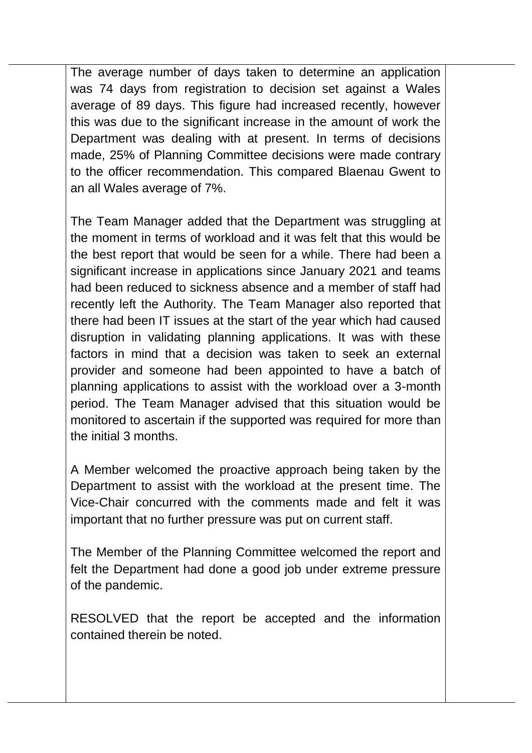The average number of days taken to determine an application was 74 days from registration to decision set against a Wales average of 89 days. This figure had increased recently, however this was due to the significant increase in the amount of work the Department was dealing with at present. In terms of decisions made, 25% of Planning Committee decisions were made contrary to the officer recommendation. This compared Blaenau Gwent to an all Wales average of 7%.

The Team Manager added that the Department was struggling at the moment in terms of workload and it was felt that this would be the best report that would be seen for a while. There had been a significant increase in applications since January 2021 and teams had been reduced to sickness absence and a member of staff had recently left the Authority. The Team Manager also reported that there had been IT issues at the start of the year which had caused disruption in validating planning applications. It was with these factors in mind that a decision was taken to seek an external provider and someone had been appointed to have a batch of planning applications to assist with the workload over a 3-month period. The Team Manager advised that this situation would be monitored to ascertain if the supported was required for more than the initial 3 months.

A Member welcomed the proactive approach being taken by the Department to assist with the workload at the present time. The Vice-Chair concurred with the comments made and felt it was important that no further pressure was put on current staff.

The Member of the Planning Committee welcomed the report and felt the Department had done a good job under extreme pressure of the pandemic.

RESOLVED that the report be accepted and the information contained therein be noted.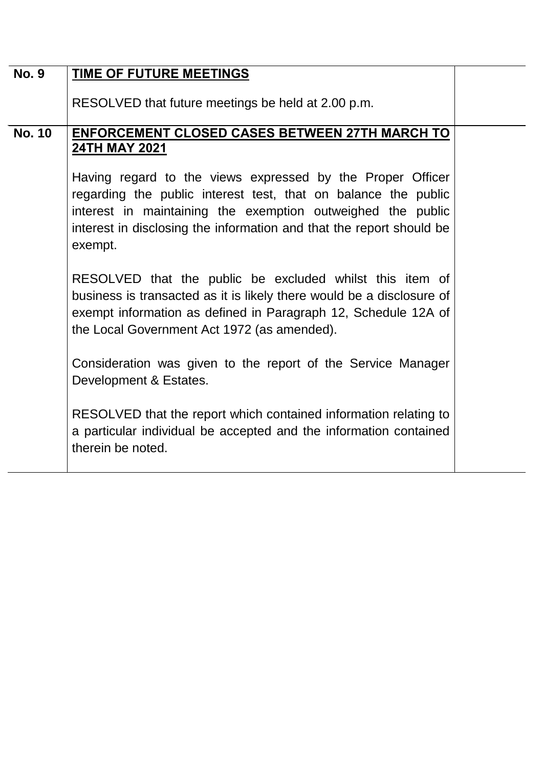| | | |
|---|---|---|
| **No. 9** | **TIME OF FUTURE MEETINGS**<br><br>RESOLVED that future meetings be held at 2.00 p.m. | |
| **No. 10** | **ENFORCEMENT CLOSED CASES BETWEEN 27TH MARCH TO 24TH MAY 2021**<br><br>Having regard to the views expressed by the Proper Officer regarding the public interest test, that on balance the public interest in maintaining the exemption outweighed the public interest in disclosing the information and that the report should be exempt.<br><br>RESOLVED that the public be excluded whilst this item of business is transacted as it is likely there would be a disclosure of exempt information as defined in Paragraph 12, Schedule 12A of the Local Government Act 1972 (as amended).<br><br>Consideration was given to the report of the Service Manager Development & Estates.<br><br>RESOLVED that the report which contained information relating to a particular individual be accepted and the information contained therein be noted. | |